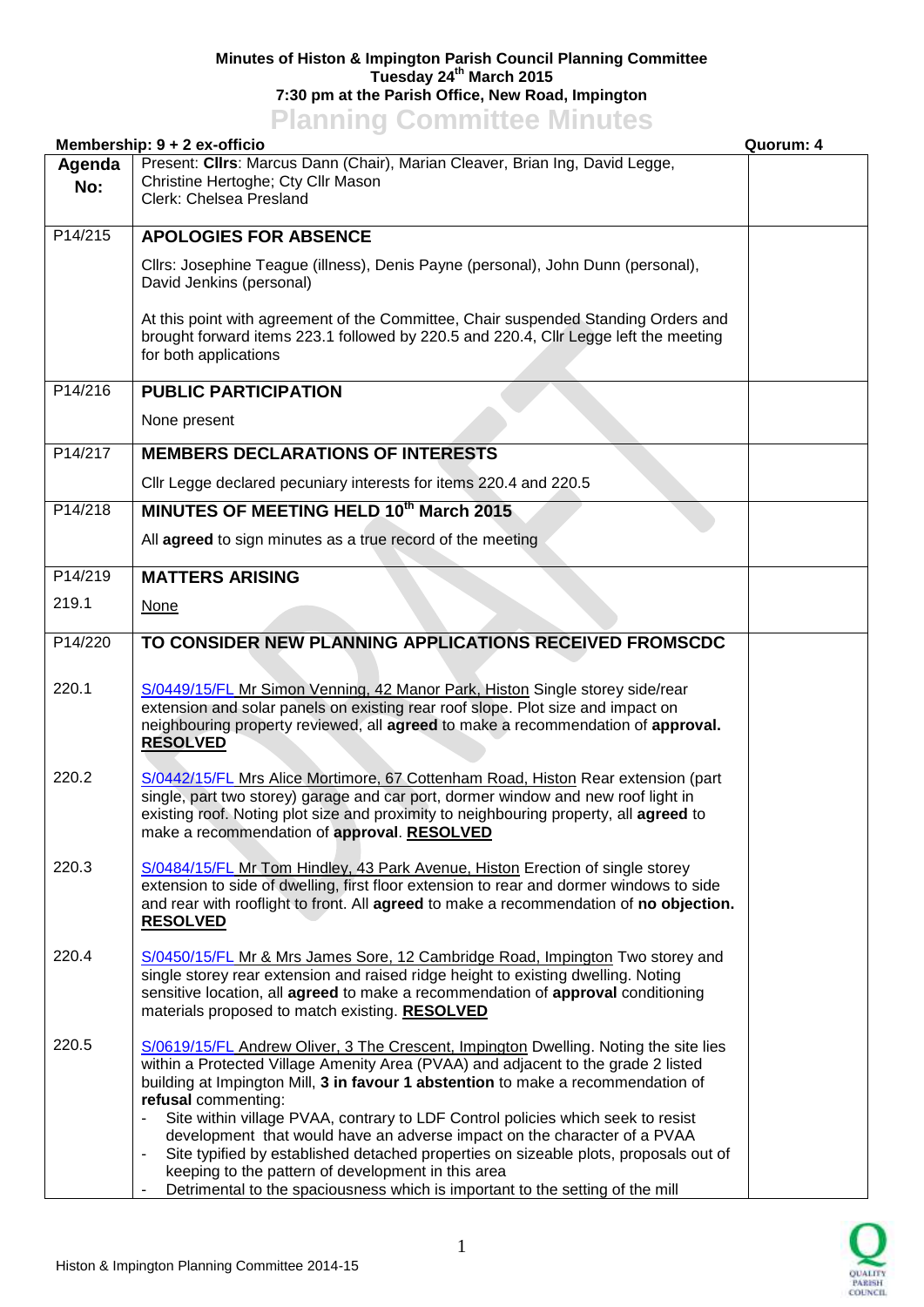**Minutes of Histon & Impington Parish Council Planning Committee**
**Tuesday 24th March 2015**
**7:30 pm at the Parish Office, New Road, Impington**

# Planning Committee Minutes

**Membership: 9 + 2 ex-officio** **Quorum: 4**

| Agenda No: | Present: **Cllrs**: Marcus Dann (Chair), Marian Cleaver, Brian Ing, David Legge, Christine Hertoghe; Cty Cllr Mason<br>Clerk: Chelsea Presland | |
|---|---|---|
| P14/215 | **APOLOGIES FOR ABSENCE**<br><br>Cllrs: Josephine Teague (illness), Denis Payne (personal), John Dunn (personal), David Jenkins (personal)<br><br>At this point with agreement of the Committee, Chair suspended Standing Orders and brought forward items 223.1 followed by 220.5 and 220.4, Cllr Legge left the meeting for both applications | |
| P14/216 | **PUBLIC PARTICIPATION**<br><br>None present | |
| P14/217 | **MEMBERS DECLARATIONS OF INTERESTS**<br><br>Cllr Legge declared pecuniary interests for items 220.4 and 220.5 | |
| P14/218 | **MINUTES OF MEETING HELD 10th March 2015**<br><br>All **agreed** to sign minutes as a true record of the meeting | |
| P14/219<br>219.1 | **MATTERS ARISING**<br><br><u>None</u> | |
| P14/220 | **TO CONSIDER NEW PLANNING APPLICATIONS RECEIVED FROMSCDC** | |
| 220.1 | <u>S/0449/15/FL Mr Simon Venning, 42 Manor Park, Histon</u> Single storey side/rear extension and solar panels on existing rear roof slope. Plot size and impact on neighbouring property reviewed, all **agreed** to make a recommendation of **approval. <u>RESOLVED</u>** | |
| 220.2 | <u>S/0442/15/FL Mrs Alice Mortimore, 67 Cottenham Road, Histon</u> Rear extension (part single, part two storey) garage and car port, dormer window and new roof light in existing roof. Noting plot size and proximity to neighbouring property, all **agreed** to make a recommendation of **approval**. **<u>RESOLVED</u>** | |
| 220.3 | <u>S/0484/15/FL Mr Tom Hindley, 43 Park Avenue, Histon</u> Erection of single storey extension to side of dwelling, first floor extension to rear and dormer windows to side and rear with rooflight to front. All **agreed** to make a recommendation of **no objection. <u>RESOLVED</u>** | |
| 220.4 | <u>S/0450/15/FL Mr & Mrs James Sore, 12 Cambridge Road, Impington</u> Two storey and single storey rear extension and raised ridge height to existing dwelling. Noting sensitive location, all **agreed** to make a recommendation of **approval** conditioning materials proposed to match existing. **<u>RESOLVED</u>** | |
| 220.5 | <u>S/0619/15/FL Andrew Oliver, 3 The Crescent, Impington</u> Dwelling. Noting the site lies within a Protected Village Amenity Area (PVAA) and adjacent to the grade 2 listed building at Impington Mill, **3 in favour 1 abstention** to make a recommendation of **refusal** commenting:<br>- Site within village PVAA, contrary to LDF Control policies which seek to resist development that would have an adverse impact on the character of a PVAA<br>- Site typified by established detached properties on sizeable plots, proposals out of keeping to the pattern of development in this area<br>- Detrimental to the spaciousness which is important to the setting of the mill | |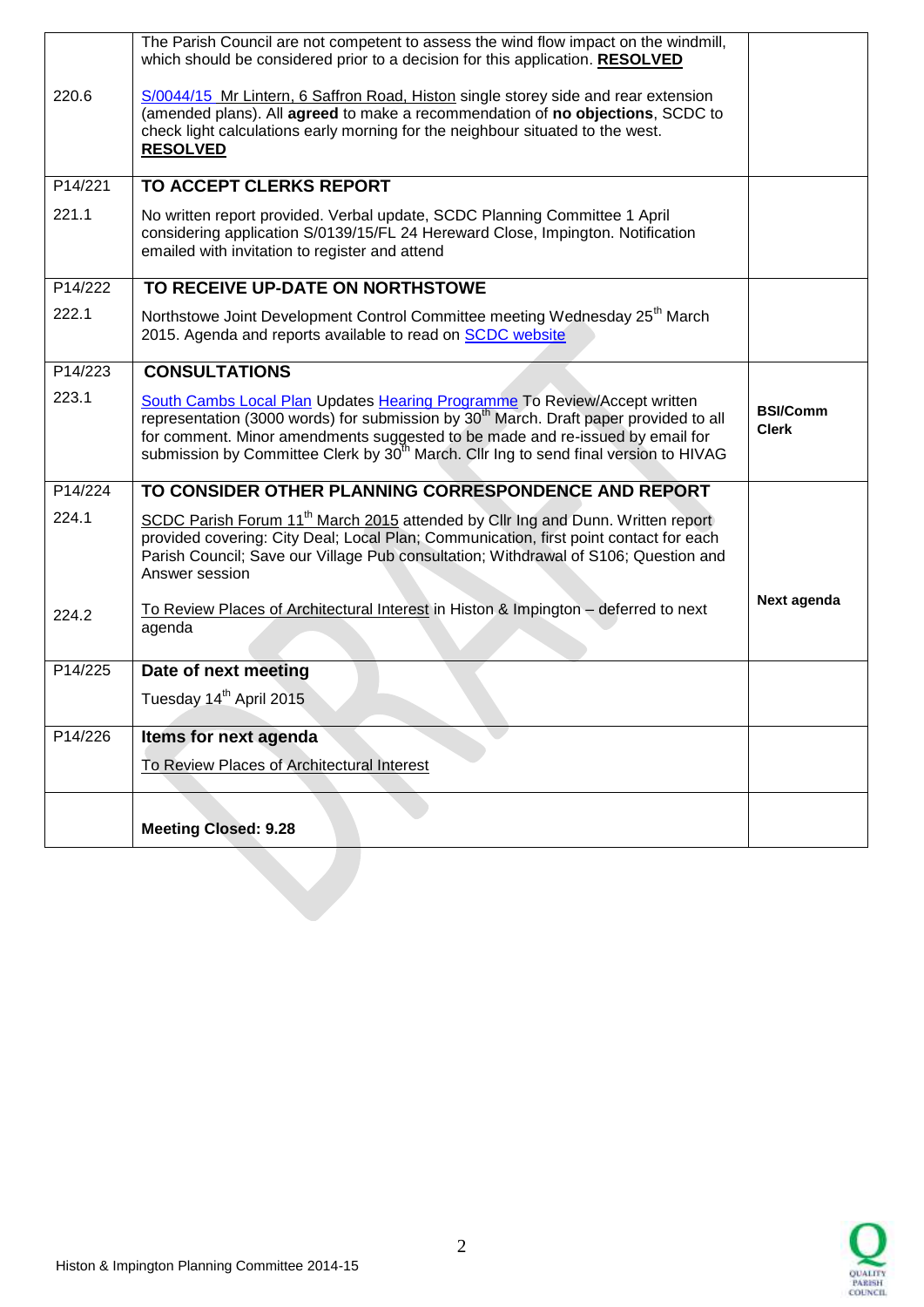| | | |
|---|---|---|
| | The Parish Council are not competent to assess the wind flow impact on the windmill, which should be considered prior to a decision for this application. **RESOLVED** | |
| 220.6 | S/0044/15 Mr Lintern, 6 Saffron Road, Histon single storey side and rear extension (amended plans). All **agreed** to make a recommendation of **no objections**, SCDC to check light calculations early morning for the neighbour situated to the west. **RESOLVED** | |
| P14/221 | **TO ACCEPT CLERKS REPORT** | |
| 221.1 | No written report provided. Verbal update, SCDC Planning Committee 1 April considering application S/0139/15/FL 24 Hereward Close, Impington. Notification emailed with invitation to register and attend | |
| P14/222 | **TO RECEIVE UP-DATE ON NORTHSTOWE** | |
| 222.1 | Northstowe Joint Development Control Committee meeting Wednesday 25th March 2015. Agenda and reports available to read on SCDC website | |
| P14/223 | **CONSULTATIONS** | |
| 223.1 | South Cambs Local Plan Updates Hearing Programme To Review/Accept written representation (3000 words) for submission by 30th March. Draft paper provided to all for comment. Minor amendments suggested to be made and re-issued by email for submission by Committee Clerk by 30th March. Cllr Ing to send final version to HIVAG | **BSI/Comm Clerk** |
| P14/224 | **TO CONSIDER OTHER PLANNING CORRESPONDENCE AND REPORT** | |
| 224.1 | SCDC Parish Forum 11th March 2015 attended by Cllr Ing and Dunn. Written report provided covering: City Deal; Local Plan; Communication, first point contact for each Parish Council; Save our Village Pub consultation; Withdrawal of S106; Question and Answer session | |
| 224.2 | To Review Places of Architectural Interest in Histon & Impington – deferred to next agenda | **Next agenda** |
| P14/225 | **Date of next meeting**<br>Tuesday 14th April 2015 | |
| P14/226 | **Items for next agenda**<br>To Review Places of Architectural Interest | |
| | **Meeting Closed: 9.28** | |